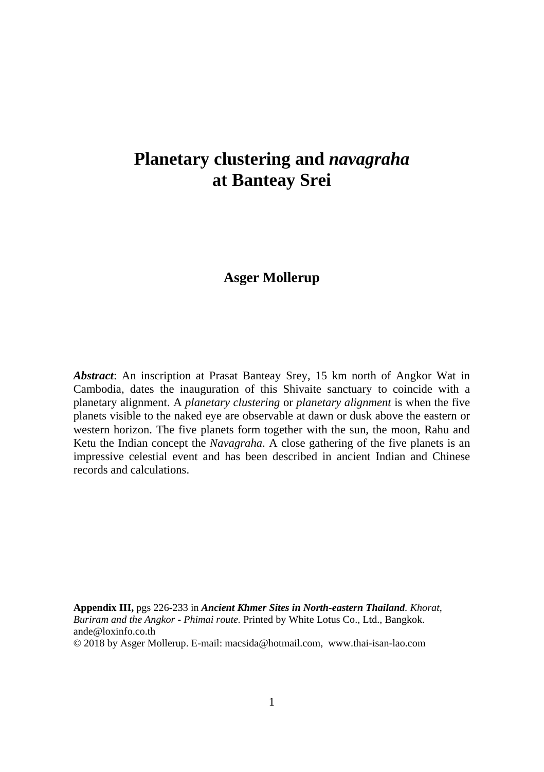# Planetary clustering and *navagraha* at Banteay Srei

**Asger Mollerup**

***Abstract***: An inscription at Prasat Banteay Srey, 15 km north of Angkor Wat in Cambodia, dates the inauguration of this Shivaite sanctuary to coincide with a planetary alignment. A *planetary clustering* or *planetary alignment* is when the five planets visible to the naked eye are observable at dawn or dusk above the eastern or western horizon. The five planets form together with the sun, the moon, Rahu and Ketu the Indian concept the *Navagraha*. A close gathering of the five planets is an impressive celestial event and has been described in ancient Indian and Chinese records and calculations.

**Appendix III,** pgs 226-233 in ***Ancient Khmer Sites in North-eastern Thailand****. Khorat, Buriram and the Angkor - Phimai route.* Printed by White Lotus Co., Ltd., Bangkok. ande@loxinfo.co.th
© 2018 by Asger Mollerup. E-mail: macsida@hotmail.com, www.thai-isan-lao.com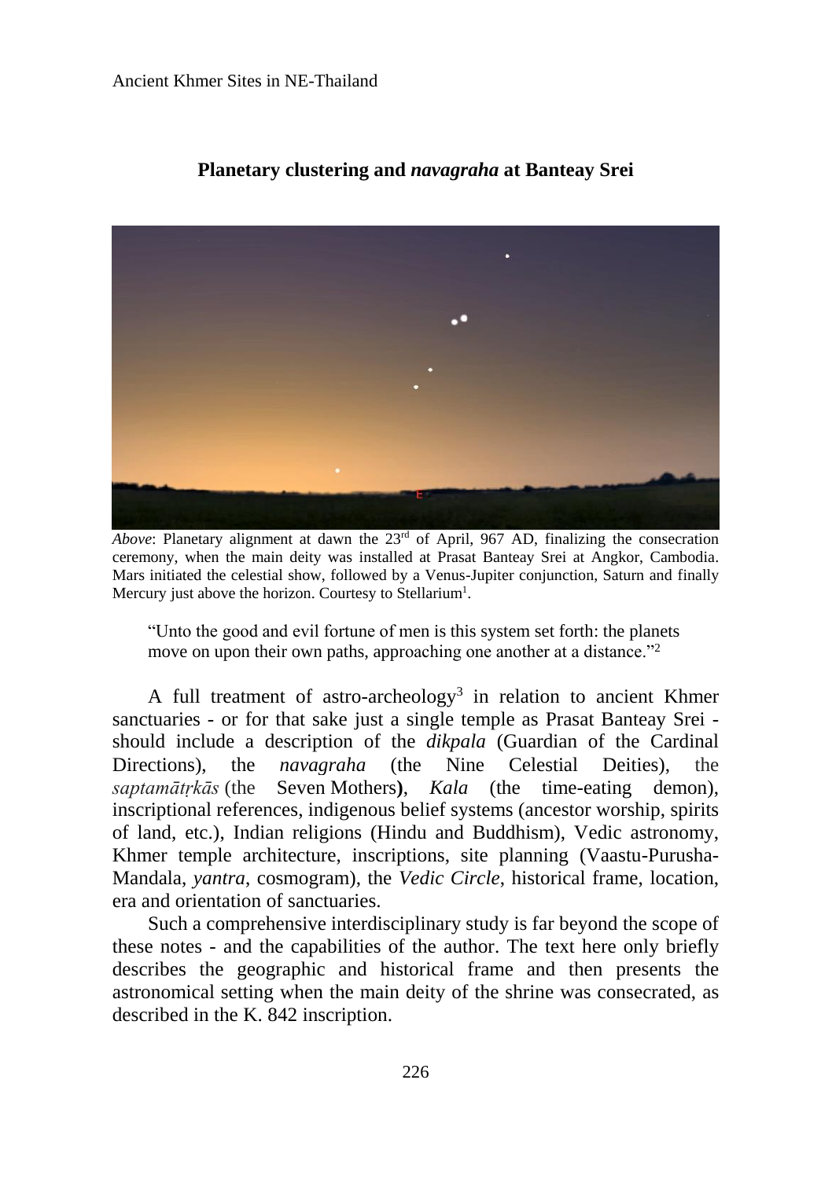## Planetary clustering and *navagraha* at Banteay Srei

*Above*: Planetary alignment at dawn the 23rd of April, 967 AD, finalizing the consecration ceremony, when the main deity was installed at Prasat Banteay Srei at Angkor, Cambodia. Mars initiated the celestial show, followed by a Venus-Jupiter conjunction, Saturn and finally Mercury just above the horizon. Courtesy to Stellarium[1].

> "Unto the good and evil fortune of men is this system set forth: the planets move on upon their own paths, approaching one another at a distance."[2]

A full treatment of astro-archeology[3] in relation to ancient Khmer sanctuaries - or for that sake just a single temple as Prasat Banteay Srei - should include a description of the *dikpala* (Guardian of the Cardinal Directions), the *navagraha* (the Nine Celestial Deities), the *saptamātṛkās* (the Seven Mothers), *Kala* (the time-eating demon), inscriptional references, indigenous belief systems (ancestor worship, spirits of land, etc.), Indian religions (Hindu and Buddhism), Vedic astronomy, Khmer temple architecture, inscriptions, site planning (Vaastu-Purusha-Mandala, *yantra*, cosmogram), the *Vedic Circle*, historical frame, location, era and orientation of sanctuaries.

Such a comprehensive interdisciplinary study is far beyond the scope of these notes - and the capabilities of the author. The text here only briefly describes the geographic and historical frame and then presents the astronomical setting when the main deity of the shrine was consecrated, as described in the K. 842 inscription.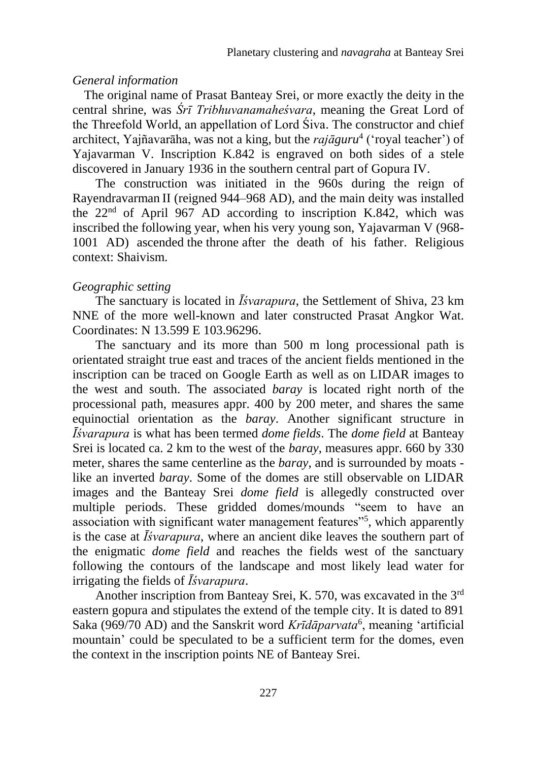*General information*

The original name of Prasat Banteay Srei, or more exactly the deity in the central shrine, was *Śrī Tribhuvanamaheśvara*, meaning the Great Lord of the Threefold World, an appellation of Lord Śiva. The constructor and chief architect, Yajñavarāha, was not a king, but the *rajāguru*[4] ('royal teacher') of Yajavarman V. Inscription K.842 is engraved on both sides of a stele discovered in January 1936 in the southern central part of Gopura IV.

The construction was initiated in the 960s during the reign of Rayendravarman II (reigned 944–968 AD), and the main deity was installed the 22nd of April 967 AD according to inscription K.842, which was inscribed the following year, when his very young son, Yajavarman V (968-1001 AD) ascended the throne after the death of his father. Religious context: Shaivism.

*Geographic setting*

The sanctuary is located in *Īśvarapura*, the Settlement of Shiva, 23 km NNE of the more well-known and later constructed Prasat Angkor Wat. Coordinates: N 13.599 E 103.96296.

The sanctuary and its more than 500 m long processional path is orientated straight true east and traces of the ancient fields mentioned in the inscription can be traced on Google Earth as well as on LIDAR images to the west and south. The associated *baray* is located right north of the processional path, measures appr. 400 by 200 meter, and shares the same equinoctial orientation as the *baray*. Another significant structure in *Īśvarapura* is what has been termed *dome fields*. The *dome field* at Banteay Srei is located ca. 2 km to the west of the *baray*, measures appr. 660 by 330 meter, shares the same centerline as the *baray*, and is surrounded by moats - like an inverted *baray*. Some of the domes are still observable on LIDAR images and the Banteay Srei *dome field* is allegedly constructed over multiple periods. These gridded domes/mounds "seem to have an association with significant water management features"[5], which apparently is the case at *Īśvarapura*, where an ancient dike leaves the southern part of the enigmatic *dome field* and reaches the fields west of the sanctuary following the contours of the landscape and most likely lead water for irrigating the fields of *Īśvarapura*.

Another inscription from Banteay Srei, K. 570, was excavated in the 3rd eastern gopura and stipulates the extend of the temple city. It is dated to 891 Saka (969/70 AD) and the Sanskrit word *Krīdāparvata*[6], meaning 'artificial mountain' could be speculated to be a sufficient term for the domes, even the context in the inscription points NE of Banteay Srei.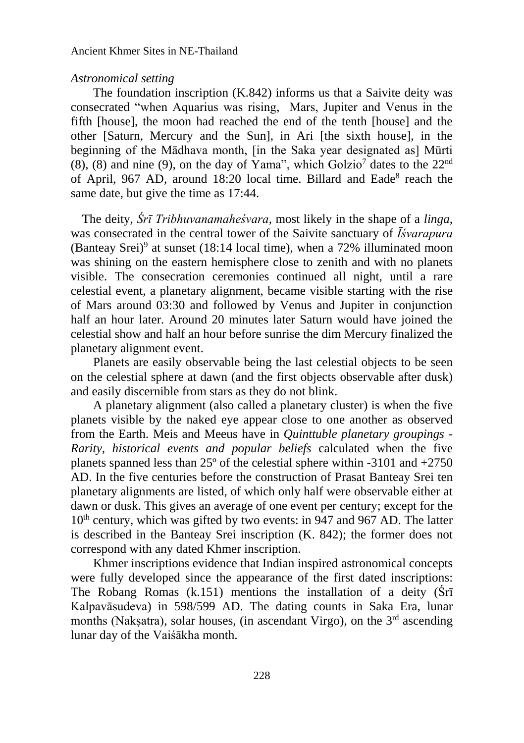*Astronomical setting*

The foundation inscription (K.842) informs us that a Saivite deity was consecrated "when Aquarius was rising, Mars, Jupiter and Venus in the fifth [house], the moon had reached the end of the tenth [house] and the other [Saturn, Mercury and the Sun], in Ari [the sixth house], in the beginning of the Mādhava month, [in the Saka year designated as] Mūrti (8), (8) and nine (9), on the day of Yama", which Golzio[7] dates to the 22nd of April, 967 AD, around 18:20 local time. Billard and Eade[8] reach the same date, but give the time as 17:44.

The deity, *Śrī Tribhuvanamaheśvara*, most likely in the shape of a *linga*, was consecrated in the central tower of the Saivite sanctuary of *Īśvarapura* (Banteay Srei)[9] at sunset (18:14 local time), when a 72% illuminated moon was shining on the eastern hemisphere close to zenith and with no planets visible. The consecration ceremonies continued all night, until a rare celestial event, a planetary alignment, became visible starting with the rise of Mars around 03:30 and followed by Venus and Jupiter in conjunction half an hour later. Around 20 minutes later Saturn would have joined the celestial show and half an hour before sunrise the dim Mercury finalized the planetary alignment event.

Planets are easily observable being the last celestial objects to be seen on the celestial sphere at dawn (and the first objects observable after dusk) and easily discernible from stars as they do not blink.

A planetary alignment (also called a planetary cluster) is when the five planets visible by the naked eye appear close to one another as observed from the Earth. Meis and Meeus have in *Quinttuble planetary groupings - Rarity, historical events and popular beliefs* calculated when the five planets spanned less than 25º of the celestial sphere within -3101 and +2750 AD. In the five centuries before the construction of Prasat Banteay Srei ten planetary alignments are listed, of which only half were observable either at dawn or dusk. This gives an average of one event per century; except for the 10th century, which was gifted by two events: in 947 and 967 AD. The latter is described in the Banteay Srei inscription (K. 842); the former does not correspond with any dated Khmer inscription.

Khmer inscriptions evidence that Indian inspired astronomical concepts were fully developed since the appearance of the first dated inscriptions: The Robang Romas (k.151) mentions the installation of a deity (Śrī Kalpavāsudeva) in 598/599 AD. The dating counts in Saka Era, lunar months (Nakṣatra), solar houses, (in ascendant Virgo), on the 3rd ascending lunar day of the Vaiśākha month.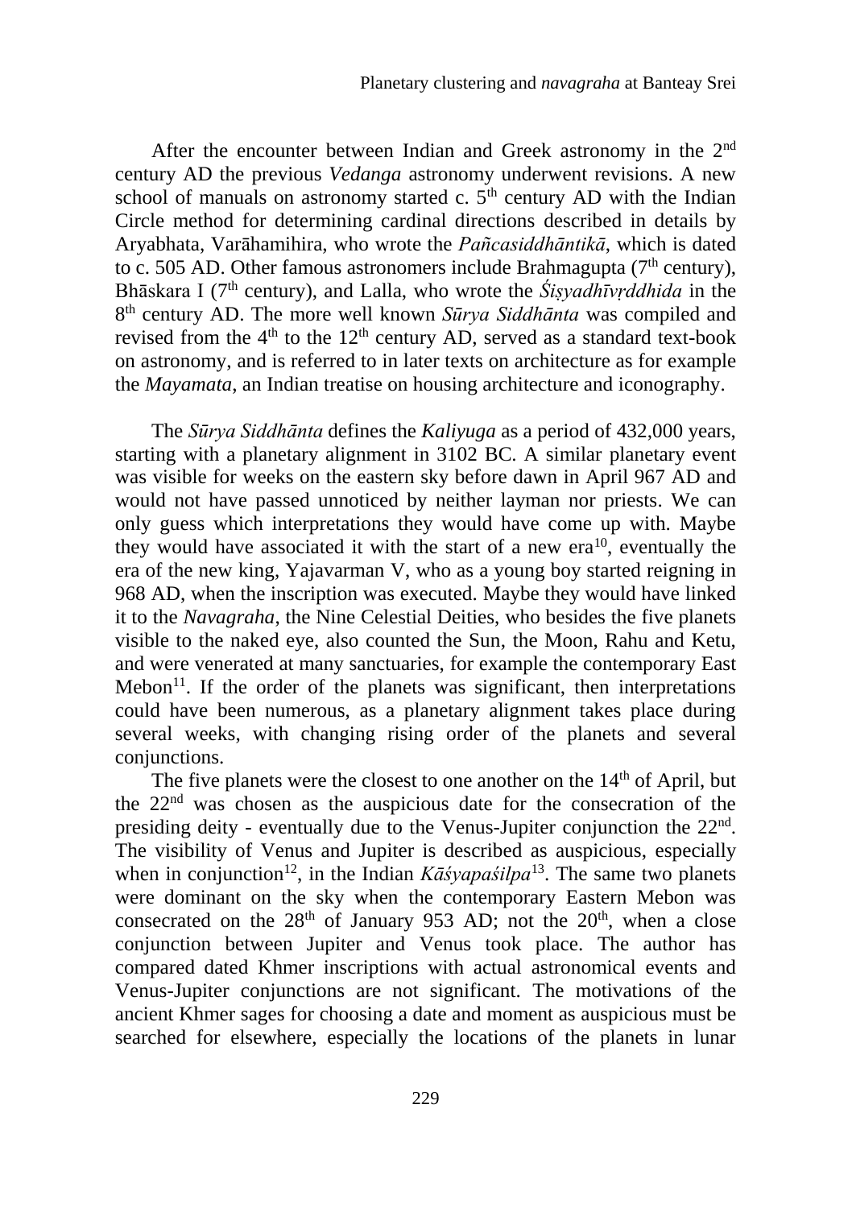After the encounter between Indian and Greek astronomy in the 2nd century AD the previous *Vedanga* astronomy underwent revisions. A new school of manuals on astronomy started c. 5th century AD with the Indian Circle method for determining cardinal directions described in details by Aryabhata, Varāhamihira, who wrote the *Pañcasiddhāntikā*, which is dated to c. 505 AD. Other famous astronomers include Brahmagupta (7th century), Bhāskara I (7th century), and Lalla, who wrote the *Śiṣyadhīvṛddhida* in the 8th century AD. The more well known *Sūrya Siddhānta* was compiled and revised from the 4th to the 12th century AD, served as a standard text-book on astronomy, and is referred to in later texts on architecture as for example the *Mayamata*, an Indian treatise on housing architecture and iconography.

The *Sūrya Siddhānta* defines the *Kaliyuga* as a period of 432,000 years, starting with a planetary alignment in 3102 BC. A similar planetary event was visible for weeks on the eastern sky before dawn in April 967 AD and would not have passed unnoticed by neither layman nor priests. We can only guess which interpretations they would have come up with. Maybe they would have associated it with the start of a new era[10], eventually the era of the new king, Yajavarman V, who as a young boy started reigning in 968 AD, when the inscription was executed. Maybe they would have linked it to the *Navagraha*, the Nine Celestial Deities, who besides the five planets visible to the naked eye, also counted the Sun, the Moon, Rahu and Ketu, and were venerated at many sanctuaries, for example the contemporary East Mebon[11]. If the order of the planets was significant, then interpretations could have been numerous, as a planetary alignment takes place during several weeks, with changing rising order of the planets and several conjunctions.

The five planets were the closest to one another on the 14th of April, but the 22nd was chosen as the auspicious date for the consecration of the presiding deity - eventually due to the Venus-Jupiter conjunction the 22nd. The visibility of Venus and Jupiter is described as auspicious, especially when in conjunction[12], in the Indian *Kāśyapaśilpa*[13]. The same two planets were dominant on the sky when the contemporary Eastern Mebon was consecrated on the 28th of January 953 AD; not the 20th, when a close conjunction between Jupiter and Venus took place. The author has compared dated Khmer inscriptions with actual astronomical events and Venus-Jupiter conjunctions are not significant. The motivations of the ancient Khmer sages for choosing a date and moment as auspicious must be searched for elsewhere, especially the locations of the planets in lunar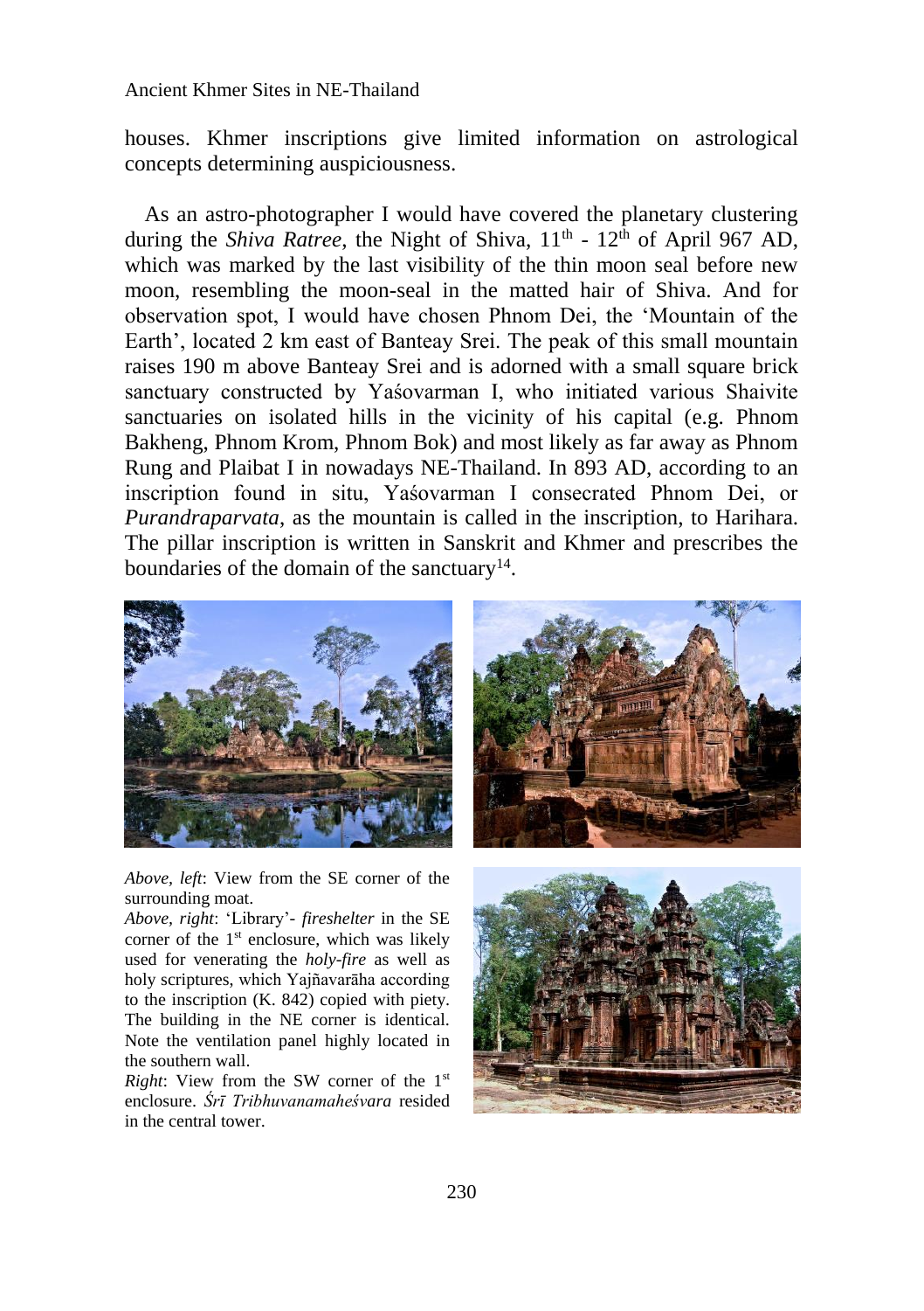houses. Khmer inscriptions give limited information on astrological concepts determining auspiciousness.

As an astro-photographer I would have covered the planetary clustering during the *Shiva Ratree*, the Night of Shiva, 11th - 12th of April 967 AD, which was marked by the last visibility of the thin moon seal before new moon, resembling the moon-seal in the matted hair of Shiva. And for observation spot, I would have chosen Phnom Dei, the 'Mountain of the Earth', located 2 km east of Banteay Srei. The peak of this small mountain raises 190 m above Banteay Srei and is adorned with a small square brick sanctuary constructed by Yaśovarman I, who initiated various Shaivite sanctuaries on isolated hills in the vicinity of his capital (e.g. Phnom Bakheng, Phnom Krom, Phnom Bok) and most likely as far away as Phnom Rung and Plaibat I in nowadays NE-Thailand. In 893 AD, according to an inscription found in situ, Yaśovarman I consecrated Phnom Dei, or *Purandraparvata*, as the mountain is called in the inscription, to Harihara. The pillar inscription is written in Sanskrit and Khmer and prescribes the boundaries of the domain of the sanctuary[14].

*Above, left*: View from the SE corner of the surrounding moat.

*Above, right*: 'Library'- *fireshelter* in the SE corner of the 1st enclosure, which was likely used for venerating the *holy-fire* as well as holy scriptures, which Yajñavarāha according to the inscription (K. 842) copied with piety. The building in the NE corner is identical. Note the ventilation panel highly located in the southern wall.

*Right*: View from the SW corner of the 1st enclosure. *Śrī Tribhuvanamaheśvara* resided in the central tower.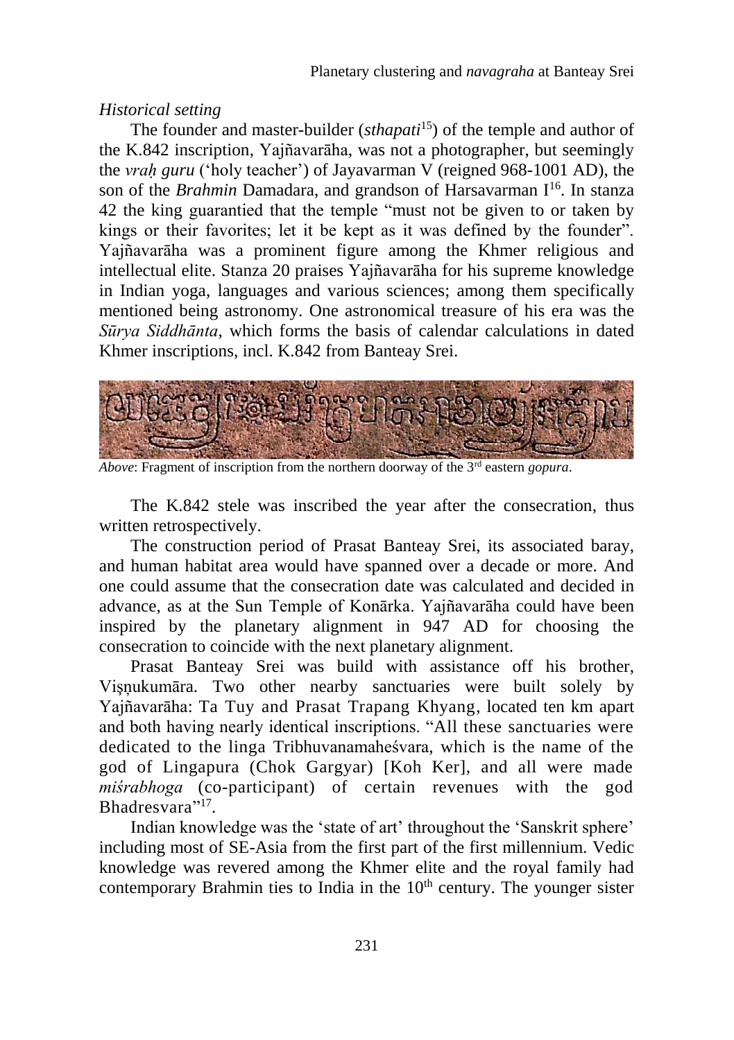*Historical setting*

The founder and master-builder (*sthapati*[15]) of the temple and author of the K.842 inscription, Yajñavarāha, was not a photographer, but seemingly the *vraḥ guru* ('holy teacher') of Jayavarman V (reigned 968-1001 AD), the son of the *Brahmin* Damadara, and grandson of Harsavarman I[16]. In stanza 42 the king guarantied that the temple "must not be given to or taken by kings or their favorites; let it be kept as it was defined by the founder". Yajñavarāha was a prominent figure among the Khmer religious and intellectual elite. Stanza 20 praises Yajñavarāha for his supreme knowledge in Indian yoga, languages and various sciences; among them specifically mentioned being astronomy. One astronomical treasure of his era was the *Sūrya Siddhānta*, which forms the basis of calendar calculations in dated Khmer inscriptions, incl. K.842 from Banteay Srei.

*Above*: Fragment of inscription from the northern doorway of the 3rd eastern *gopura*.

The K.842 stele was inscribed the year after the consecration, thus written retrospectively.

The construction period of Prasat Banteay Srei, its associated baray, and human habitat area would have spanned over a decade or more. And one could assume that the consecration date was calculated and decided in advance, as at the Sun Temple of Konārka. Yajñavarāha could have been inspired by the planetary alignment in 947 AD for choosing the consecration to coincide with the next planetary alignment.

Prasat Banteay Srei was build with assistance off his brother, Viṣṇukumāra. Two other nearby sanctuaries were built solely by Yajñavarāha: Ta Tuy and Prasat Trapang Khyang, located ten km apart and both having nearly identical inscriptions. "All these sanctuaries were dedicated to the linga Tribhuvanamaheśvara, which is the name of the god of Lingapura (Chok Gargyar) [Koh Ker], and all were made *miśrabhoga* (co-participant) of certain revenues with the god Bhadresvara"[17].

Indian knowledge was the 'state of art' throughout the 'Sanskrit sphere' including most of SE-Asia from the first part of the first millennium. Vedic knowledge was revered among the Khmer elite and the royal family had contemporary Brahmin ties to India in the 10th century. The younger sister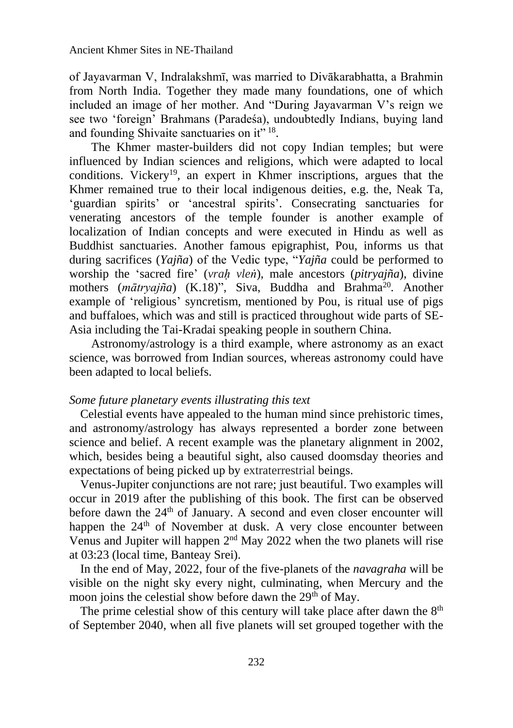of Jayavarman V, Indralakshmī, was married to Divākarabhatta, a Brahmin from North India. Together they made many foundations, one of which included an image of her mother. And "During Jayavarman V's reign we see two 'foreign' Brahmans (Paradeśa), undoubtedly Indians, buying land and founding Shivaite sanctuaries on it" [18].

The Khmer master-builders did not copy Indian temples; but were influenced by Indian sciences and religions, which were adapted to local conditions. Vickery[19], an expert in Khmer inscriptions, argues that the Khmer remained true to their local indigenous deities, e.g. the, Neak Ta, 'guardian spirits' or 'ancestral spirits'. Consecrating sanctuaries for venerating ancestors of the temple founder is another example of localization of Indian concepts and were executed in Hindu as well as Buddhist sanctuaries. Another famous epigraphist, Pou, informs us that during sacrifices (*Yajña*) of the Vedic type, "*Yajña* could be performed to worship the 'sacred fire' (*vraḥ vleṅ*), male ancestors (*pitryajña*), divine mothers (*mātryajña*) (K.18)", Siva, Buddha and Brahma[20]. Another example of 'religious' syncretism, mentioned by Pou, is ritual use of pigs and buffaloes, which was and still is practiced throughout wide parts of SE-Asia including the Tai-Kradai speaking people in southern China.

Astronomy/astrology is a third example, where astronomy as an exact science, was borrowed from Indian sources, whereas astronomy could have been adapted to local beliefs.

*Some future planetary events illustrating this text*

Celestial events have appealed to the human mind since prehistoric times, and astronomy/astrology has always represented a border zone between science and belief. A recent example was the planetary alignment in 2002, which, besides being a beautiful sight, also caused doomsday theories and expectations of being picked up by extraterrestrial beings.

Venus-Jupiter conjunctions are not rare; just beautiful. Two examples will occur in 2019 after the publishing of this book. The first can be observed before dawn the 24th of January. A second and even closer encounter will happen the 24th of November at dusk. A very close encounter between Venus and Jupiter will happen 2nd May 2022 when the two planets will rise at 03:23 (local time, Banteay Srei).

In the end of May, 2022, four of the five-planets of the *navagraha* will be visible on the night sky every night, culminating, when Mercury and the moon joins the celestial show before dawn the 29th of May.

The prime celestial show of this century will take place after dawn the 8th of September 2040, when all five planets will set grouped together with the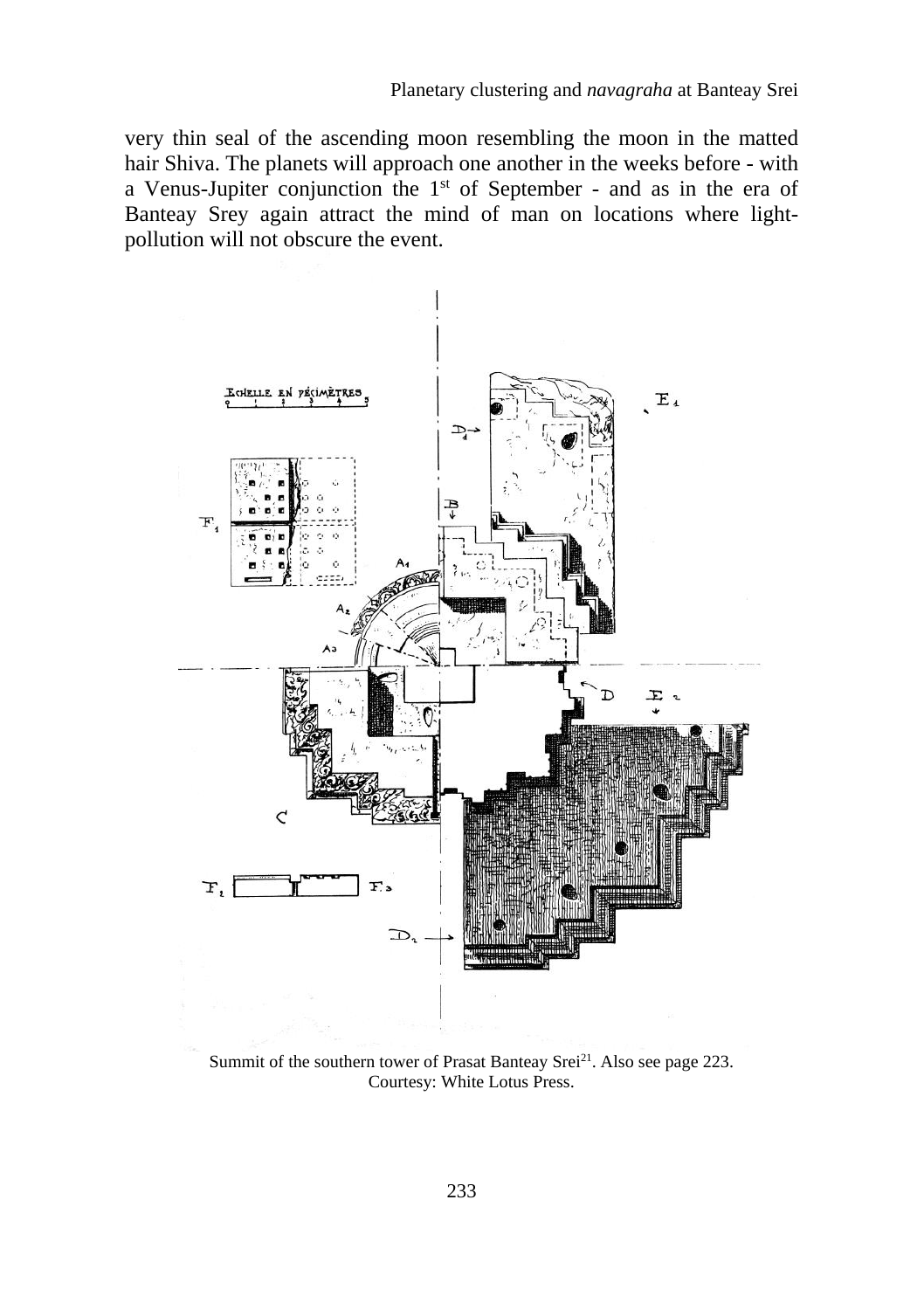very thin seal of the ascending moon resembling the moon in the matted hair Shiva. The planets will approach one another in the weeks before - with a Venus-Jupiter conjunction the 1st of September - and as in the era of Banteay Srey again attract the mind of man on locations where light-pollution will not obscure the event.

Summit of the southern tower of Prasat Banteay Srei[21]. Also see page 223.
Courtesy: White Lotus Press.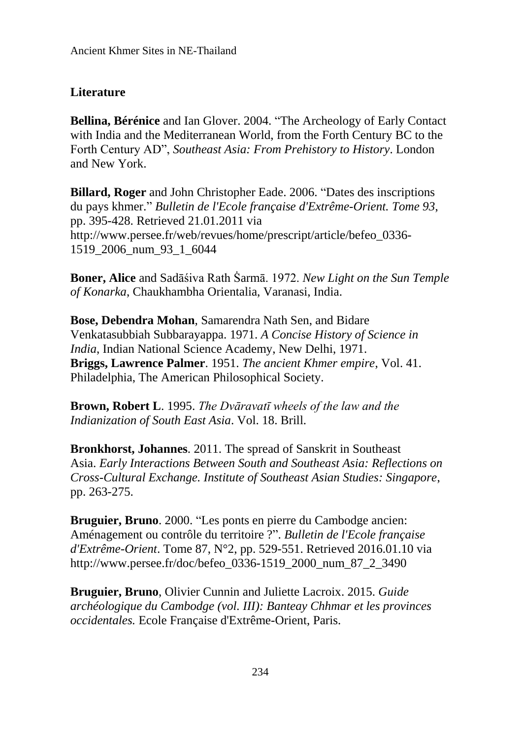## Literature

**Bellina, Bérénice** and Ian Glover. 2004. "The Archeology of Early Contact with India and the Mediterranean World, from the Forth Century BC to the Forth Century AD", *Southeast Asia: From Prehistory to History*. London and New York.

**Billard, Roger** and John Christopher Eade. 2006. "Dates des inscriptions du pays khmer." *Bulletin de l'Ecole française d'Extrême-Orient. Tome 93*, pp. 395-428. Retrieved 21.01.2011 via http://www.persee.fr/web/revues/home/prescript/article/befeo_0336-1519_2006_num_93_1_6044

**Boner, Alice** and Sadāśiva Rath Śarmā. 1972. *New Light on the Sun Temple of Konarka*, Chaukhambha Orientalia, Varanasi, India.

**Bose, Debendra Mohan**, Samarendra Nath Sen, and Bidare Venkatasubbiah Subbarayappa. 1971. *A Concise History of Science in India*, Indian National Science Academy, New Delhi, 1971.
**Briggs, Lawrence Palmer**. 1951. *The ancient Khmer empire*, Vol. 41. Philadelphia, The American Philosophical Society.

**Brown, Robert L**. 1995. *The Dvāravatī wheels of the law and the Indianization of South East Asia*. Vol. 18. Brill.

**Bronkhorst, Johannes**. 2011. The spread of Sanskrit in Southeast Asia. *Early Interactions Between South and Southeast Asia: Reflections on Cross-Cultural Exchange. Institute of Southeast Asian Studies: Singapore*, pp. 263-275.

**Bruguier, Bruno**. 2000. "Les ponts en pierre du Cambodge ancien: Aménagement ou contrôle du territoire ?". *Bulletin de l'Ecole française d'Extrême-Orient*. Tome 87, N°2, pp. 529-551. Retrieved 2016.01.10 via http://www.persee.fr/doc/befeo_0336-1519_2000_num_87_2_3490

**Bruguier, Bruno**, Olivier Cunnin and Juliette Lacroix. 2015. *Guide archéologique du Cambodge (vol. III): Banteay Chhmar et les provinces occidentales.* Ecole Française d'Extrême-Orient, Paris.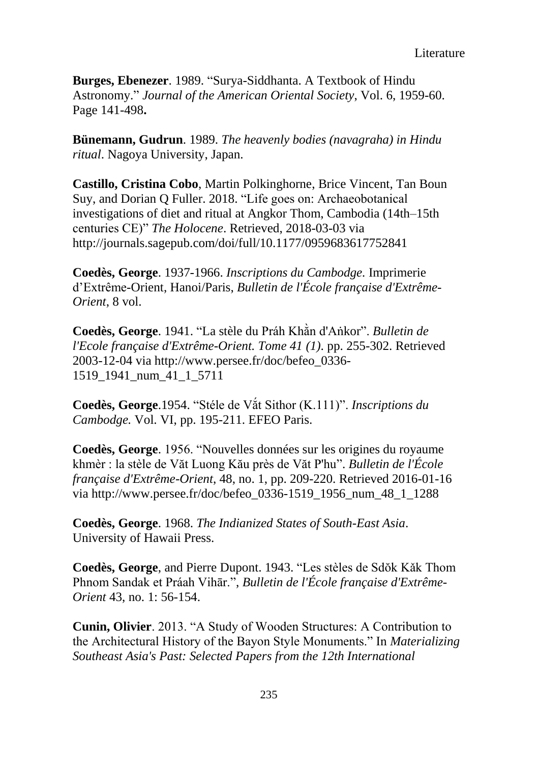**Burges, Ebenezer**. 1989. “Surya-Siddhanta. A Textbook of Hindu Astronomy.” *Journal of the American Oriental Society*, Vol. 6, 1959-60. Page 141-498**.**

**Bünemann, Gudrun**. 1989. *The heavenly bodies (navagraha) in Hindu ritual*. Nagoya University, Japan.

**Castillo, Cristina Cobo**, Martin Polkinghorne, Brice Vincent, Tan Boun Suy, and Dorian Q Fuller. 2018. “Life goes on: Archaeobotanical investigations of diet and ritual at Angkor Thom, Cambodia (14th–15th centuries CE)” *The Holocene*. Retrieved, 2018-03-03 via http://journals.sagepub.com/doi/full/10.1177/0959683617752841

**Coedès, George**. 1937-1966. *Inscriptions du Cambodge*. Imprimerie d’Extrême-Orient, Hanoi/Paris, *Bulletin de l'École française d'Extrême-Orient*, 8 vol.

**Coedès, George**. 1941. “La stèle du Práh Khằn d'Aṅkor”. *Bulletin de l'Ecole française d'Extrême-Orient. Tome 41 (1)*. pp. 255-302. Retrieved 2003-12-04 via http://www.persee.fr/doc/befeo_0336-1519_1941_num_41_1_5711

**Coedès, George**.1954. “Stéle de Vắt Sithor (K.111)”. *Inscriptions du Cambodge.* Vol. VI, pp. 195-211. EFEO Paris.

**Coedès, George**. 1956. “Nouvelles données sur les origines du royaume khmèr : la stèle de Văt Luong Kău près de Văt P'hu”. *Bulletin de l'École française d'Extrême-Orient*, 48, no. 1, pp. 209-220. Retrieved 2016-01-16 via http://www.persee.fr/doc/befeo_0336-1519_1956_num_48_1_1288

**Coedès, George**. 1968. *The Indianized States of South-East Asia*. University of Hawaii Press.

**Coedès, George**, and Pierre Dupont. 1943. “Les stèles de Sdŏk Kăk Thom Phnom Sandak et Práah Vihār.”, *Bulletin de l'École française d'Extrême-Orient* 43, no. 1: 56-154.

**Cunin, Olivier**. 2013. “A Study of Wooden Structures: A Contribution to the Architectural History of the Bayon Style Monuments.” In *Materializing Southeast Asia's Past: Selected Papers from the 12th International*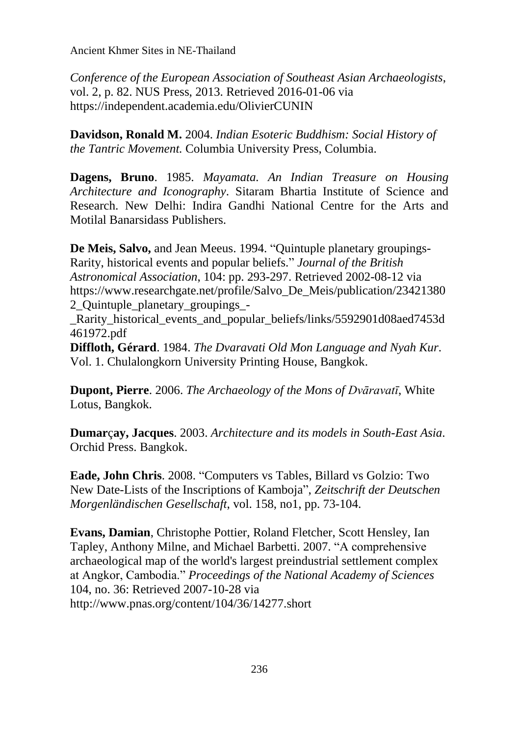*Conference of the European Association of Southeast Asian Archaeologists*, vol. 2, p. 82. NUS Press, 2013. Retrieved 2016-01-06 via https://independent.academia.edu/OlivierCUNIN

**Davidson, Ronald M.** 2004. *Indian Esoteric Buddhism: Social History of the Tantric Movement.* Columbia University Press, Columbia.

**Dagens, Bruno**. 1985. *Mayamata. An Indian Treasure on Housing Architecture and Iconography*. Sitaram Bhartia Institute of Science and Research. New Delhi: Indira Gandhi National Centre for the Arts and Motilal Banarsidass Publishers.

**De Meis, Salvo,** and Jean Meeus. 1994. "Quintuple planetary groupings-Rarity, historical events and popular beliefs." *Journal of the British Astronomical Association*, 104: pp. 293-297. Retrieved 2002-08-12 via https://www.researchgate.net/profile/Salvo_De_Meis/publication/234213802_Quintuple_planetary_groupings_-_Rarity_historical_events_and_popular_beliefs/links/5592901d08aed7453d461972.pdf

**Diffloth, Gérard**. 1984. *The Dvaravati Old Mon Language and Nyah Kur*. Vol. 1. Chulalongkorn University Printing House, Bangkok.

**Dupont, Pierre**. 2006. *The Archaeology of the Mons of Dvāravatī*, White Lotus, Bangkok.

**Dumarçay, Jacques**. 2003. *Architecture and its models in South-East Asia*. Orchid Press. Bangkok.

**Eade, John Chris**. 2008. "Computers vs Tables, Billard vs Golzio: Two New Date-Lists of the Inscriptions of Kamboja", *Zeitschrift der Deutschen Morgenländischen Gesellschaft*, vol. 158, no1, pp. 73-104.

**Evans, Damian**, Christophe Pottier, Roland Fletcher, Scott Hensley, Ian Tapley, Anthony Milne, and Michael Barbetti. 2007. "A comprehensive archaeological map of the world's largest preindustrial settlement complex at Angkor, Cambodia." *Proceedings of the National Academy of Sciences* 104, no. 36: Retrieved 2007-10-28 via http://www.pnas.org/content/104/36/14277.short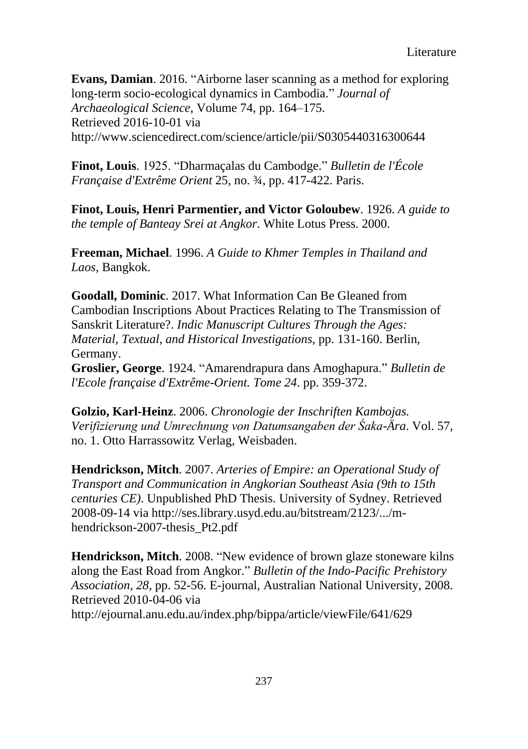**Evans, Damian**. 2016. “Airborne laser scanning as a method for exploring long-term socio-ecological dynamics in Cambodia.” *Journal of Archaeological Science*, Volume 74, pp. 164–175. Retrieved 2016-10-01 via http://www.sciencedirect.com/science/article/pii/S0305440316300644

**Finot, Louis**. 1925. “Dharmaçalas du Cambodge.” *Bulletin de l'École Française d'Extrême Orient* 25, no. ¾, pp. 417-422. Paris.

**Finot, Louis, Henri Parmentier, and Victor Goloubew**. 1926. *A guide to the temple of Banteay Srei at Angkor*. White Lotus Press. 2000.

**Freeman, Michael**. 1996. *A Guide to Khmer Temples in Thailand and Laos*, Bangkok.

**Goodall, Dominic**. 2017. What Information Can Be Gleaned from Cambodian Inscriptions About Practices Relating to The Transmission of Sanskrit Literature?. *Indic Manuscript Cultures Through the Ages: Material, Textual, and Historical Investigations*, pp. 131-160. Berlin, Germany.

**Groslier, George**. 1924. “Amarendrapura dans Amoghapura.” *Bulletin de l'Ecole française d'Extrême-Orient. Tome 24*. pp. 359-372.

**Golzio, Karl-Heinz**. 2006. *Chronologie der Inschriften Kambojas. Verifizierung und Umrechnung von Datumsangaben der Śaka-Ära*. Vol. 57, no. 1. Otto Harrassowitz Verlag, Weisbaden.

**Hendrickson, Mitch**. 2007. *Arteries of Empire: an Operational Study of Transport and Communication in Angkorian Southeast Asia (9th to 15th centuries CE)*. Unpublished PhD Thesis. University of Sydney. Retrieved 2008-09-14 via http://ses.library.usyd.edu.au/bitstream/2123/.../m-hendrickson-2007-thesis_Pt2.pdf

**Hendrickson, Mitch**. 2008. “New evidence of brown glaze stoneware kilns along the East Road from Angkor.” *Bulletin of the Indo-Pacific Prehistory Association*, *28*, pp. 52-56. E-journal, Australian National University, 2008. Retrieved 2010-04-06 via http://ejournal.anu.edu.au/index.php/bippa/article/viewFile/641/629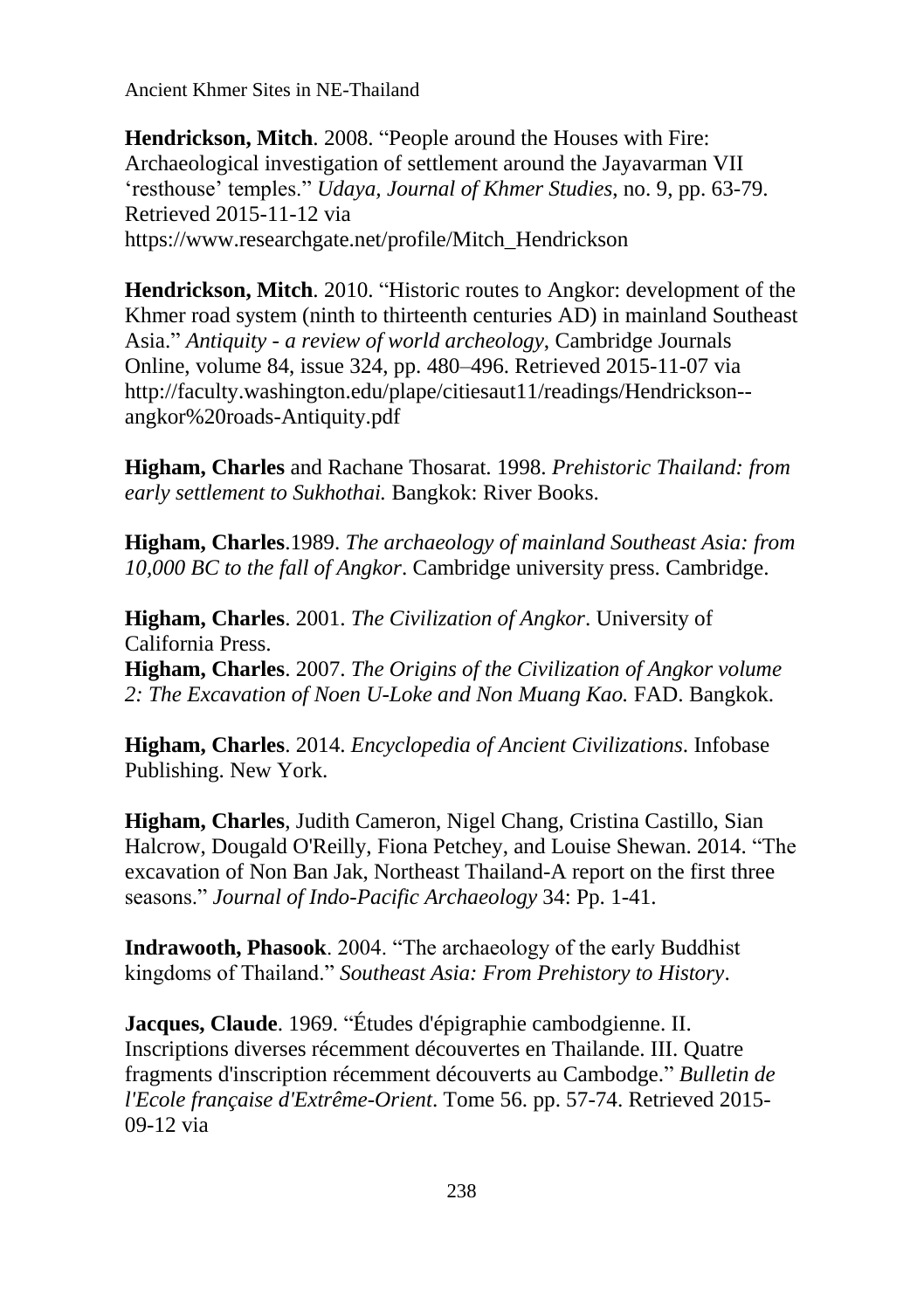**Hendrickson, Mitch**. 2008. “People around the Houses with Fire: Archaeological investigation of settlement around the Jayavarman VII ‘resthouse’ temples.” *Udaya, Journal of Khmer Studies*, no. 9, pp. 63-79. Retrieved 2015-11-12 via https://www.researchgate.net/profile/Mitch_Hendrickson

**Hendrickson, Mitch**. 2010. “Historic routes to Angkor: development of the Khmer road system (ninth to thirteenth centuries AD) in mainland Southeast Asia.” *Antiquity - a review of world archeology*, Cambridge Journals Online, volume 84, issue 324, pp. 480–496. Retrieved 2015-11-07 via http://faculty.washington.edu/plape/citiesaut11/readings/Hendrickson--angkor%20roads-Antiquity.pdf

**Higham, Charles** and Rachane Thosarat. 1998. *Prehistoric Thailand: from early settlement to Sukhothai.* Bangkok: River Books.

**Higham, Charles**.1989. *The archaeology of mainland Southeast Asia: from 10,000 BC to the fall of Angkor*. Cambridge university press. Cambridge.

**Higham, Charles**. 2001. *The Civilization of Angkor*. University of California Press.
**Higham, Charles**. 2007. *The Origins of the Civilization of Angkor volume 2: The Excavation of Noen U-Loke and Non Muang Kao.* FAD. Bangkok.

**Higham, Charles**. 2014. *Encyclopedia of Ancient Civilizations*. Infobase Publishing. New York.

**Higham, Charles**, Judith Cameron, Nigel Chang, Cristina Castillo, Sian Halcrow, Dougald O'Reilly, Fiona Petchey, and Louise Shewan. 2014. “The excavation of Non Ban Jak, Northeast Thailand-A report on the first three seasons.” *Journal of Indo-Pacific Archaeology* 34: Pp. 1-41.

**Indrawooth, Phasook**. 2004. “The archaeology of the early Buddhist kingdoms of Thailand.” *Southeast Asia: From Prehistory to History*.

**Jacques, Claude**. 1969. “Études d'épigraphie cambodgienne. II. Inscriptions diverses récemment découvertes en Thailande. III. Quatre fragments d'inscription récemment découverts au Cambodge.” *Bulletin de l'Ecole française d'Extrême-Orient*. Tome 56. pp. 57-74. Retrieved 2015-09-12 via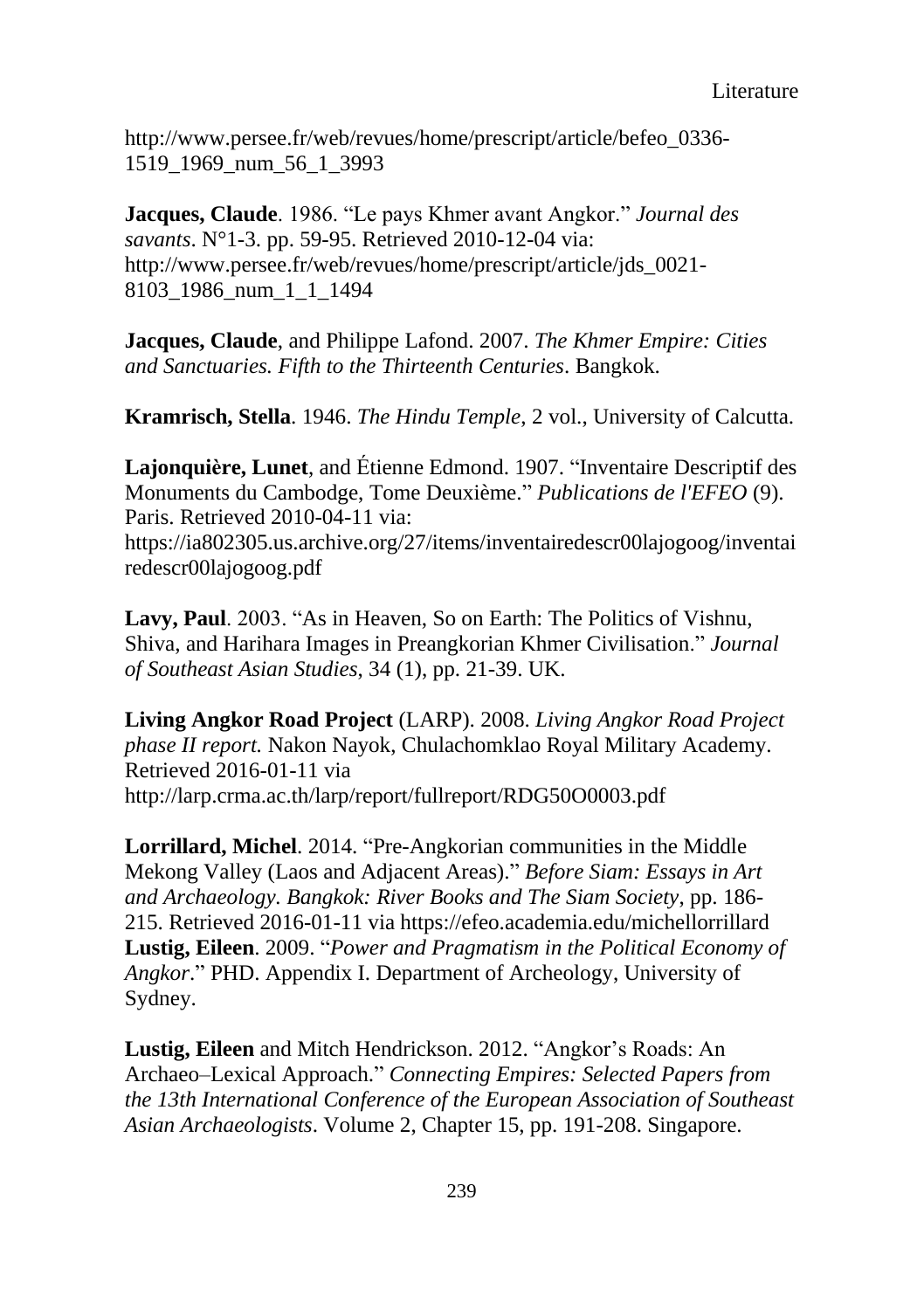http://www.persee.fr/web/revues/home/prescript/article/befeo_0336-1519_1969_num_56_1_3993

**Jacques, Claude**. 1986. “Le pays Khmer avant Angkor.” *Journal des savants*. N°1-3. pp. 59-95. Retrieved 2010-12-04 via: http://www.persee.fr/web/revues/home/prescript/article/jds_0021-8103_1986_num_1_1_1494

**Jacques, Claude**, and Philippe Lafond. 2007. *The Khmer Empire: Cities and Sanctuaries. Fifth to the Thirteenth Centuries*. Bangkok.

**Kramrisch, Stella**. 1946. *The Hindu Temple*, 2 vol., University of Calcutta.

**Lajonquière, Lunet**, and Étienne Edmond. 1907. “Inventaire Descriptif des Monuments du Cambodge, Tome Deuxième.” *Publications de l'EFEO* (9). Paris. Retrieved 2010-04-11 via: https://ia802305.us.archive.org/27/items/inventairedescr00lajogoog/inventairedescr00lajogoog.pdf

**Lavy, Paul**. 2003. “As in Heaven, So on Earth: The Politics of Vishnu, Shiva, and Harihara Images in Preangkorian Khmer Civilisation.” *Journal of Southeast Asian Studies*, 34 (1), pp. 21-39. UK.

**Living Angkor Road Project** (LARP). 2008. *Living Angkor Road Project phase II report.* Nakon Nayok, Chulachomklao Royal Military Academy. Retrieved 2016-01-11 via http://larp.crma.ac.th/larp/report/fullreport/RDG50O0003.pdf

**Lorrillard, Michel**. 2014. “Pre-Angkorian communities in the Middle Mekong Valley (Laos and Adjacent Areas).” *Before Siam: Essays in Art and Archaeology. Bangkok: River Books and The Siam Society*, pp. 186-215. Retrieved 2016-01-11 via https://efeo.academia.edu/michellorrillard

**Lustig, Eileen**. 2009. “*Power and Pragmatism in the Political Economy of Angkor*.” PHD. Appendix I. Department of Archeology, University of Sydney.

**Lustig, Eileen** and Mitch Hendrickson. 2012. “Angkor's Roads: An Archaeo–Lexical Approach.” *Connecting Empires: Selected Papers from the 13th International Conference of the European Association of Southeast Asian Archaeologists*. Volume 2, Chapter 15, pp. 191-208. Singapore.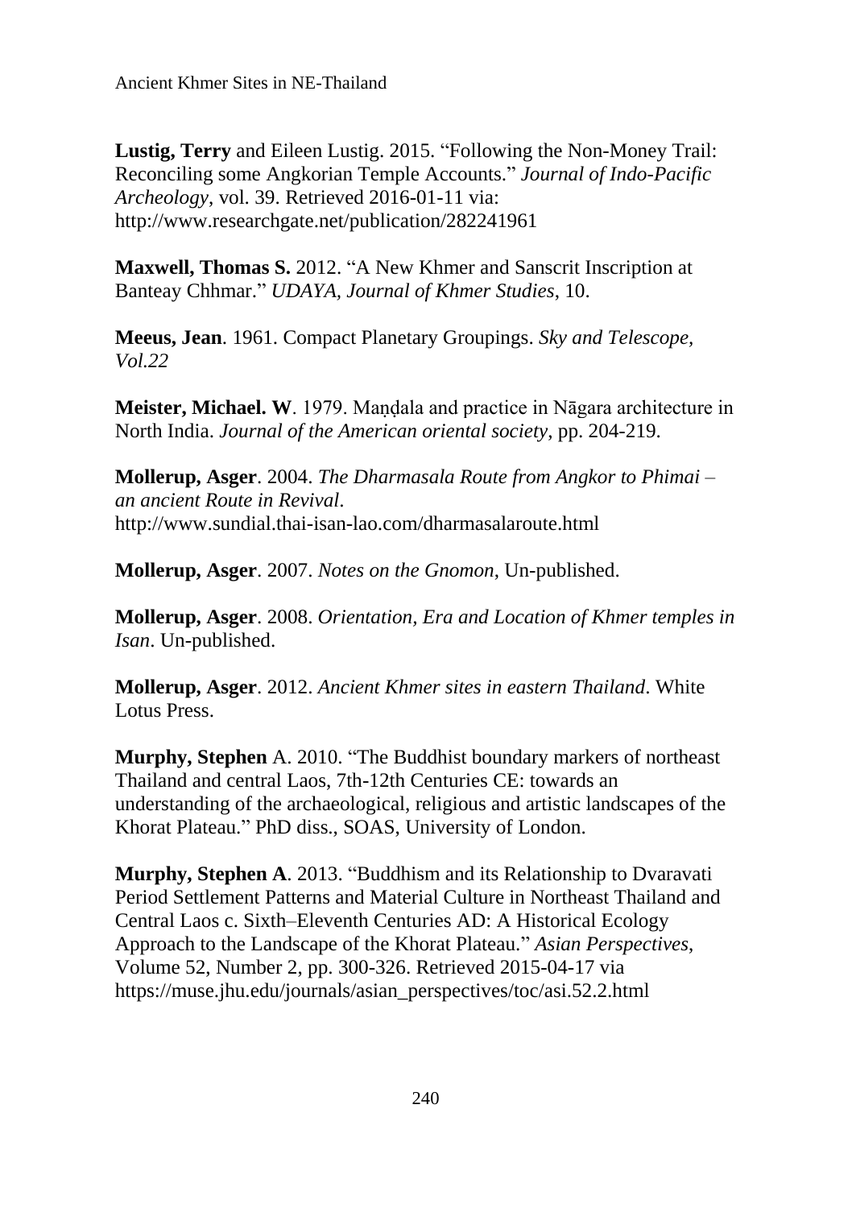**Lustig, Terry** and Eileen Lustig. 2015. "Following the Non-Money Trail: Reconciling some Angkorian Temple Accounts." *Journal of Indo-Pacific Archeology*, vol. 39. Retrieved 2016-01-11 via: http://www.researchgate.net/publication/282241961

**Maxwell, Thomas S.** 2012. "A New Khmer and Sanscrit Inscription at Banteay Chhmar." *UDAYA, Journal of Khmer Studies*, 10.

**Meeus, Jean**. 1961. Compact Planetary Groupings. *Sky and Telescope, Vol.22*

**Meister, Michael. W**. 1979. Maṇḍala and practice in Nāgara architecture in North India. *Journal of the American oriental society*, pp. 204-219.

**Mollerup, Asger**. 2004. *The Dharmasala Route from Angkor to Phimai – an ancient Route in Revival*. http://www.sundial.thai-isan-lao.com/dharmasalaroute.html

**Mollerup, Asger**. 2007. *Notes on the Gnomon*, Un-published.

**Mollerup, Asger**. 2008. *Orientation, Era and Location of Khmer temples in Isan*. Un-published.

**Mollerup, Asger**. 2012. *Ancient Khmer sites in eastern Thailand*. White Lotus Press.

**Murphy, Stephen** A. 2010. "The Buddhist boundary markers of northeast Thailand and central Laos, 7th-12th Centuries CE: towards an understanding of the archaeological, religious and artistic landscapes of the Khorat Plateau." PhD diss., SOAS, University of London.

**Murphy, Stephen A**. 2013. "Buddhism and its Relationship to Dvaravati Period Settlement Patterns and Material Culture in Northeast Thailand and Central Laos c. Sixth–Eleventh Centuries AD: A Historical Ecology Approach to the Landscape of the Khorat Plateau." *Asian Perspectives*, Volume 52, Number 2, pp. 300-326. Retrieved 2015-04-17 via https://muse.jhu.edu/journals/asian_perspectives/toc/asi.52.2.html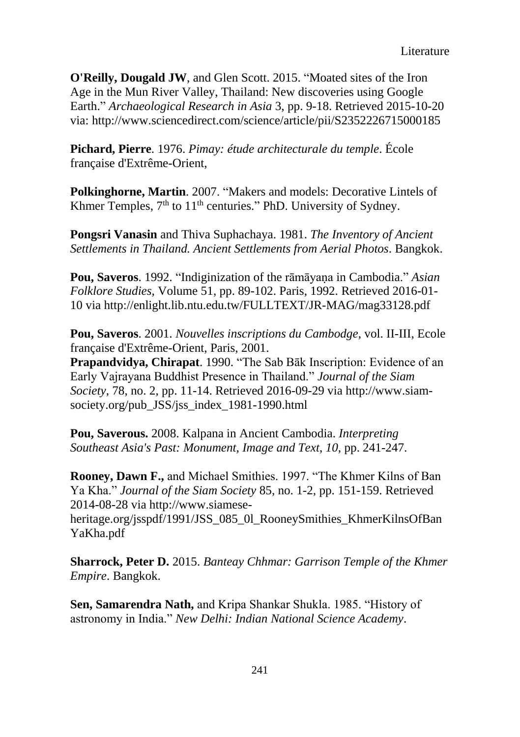**O'Reilly, Dougald JW**, and Glen Scott. 2015. “Moated sites of the Iron Age in the Mun River Valley, Thailand: New discoveries using Google Earth.” *Archaeological Research in Asia* 3, pp. 9-18. Retrieved 2015-10-20 via: http://www.sciencedirect.com/science/article/pii/S2352226715000185

**Pichard, Pierre**. 1976. *Pimay: étude architecturale du temple*. École française d'Extrême-Orient,

**Polkinghorne, Martin**. 2007. “Makers and models: Decorative Lintels of Khmer Temples, 7th to 11th centuries.” PhD. University of Sydney.

**Pongsri Vanasin** and Thiva Suphachaya. 1981. *The Inventory of Ancient Settlements in Thailand. Ancient Settlements from Aerial Photos*. Bangkok.

**Pou, Saveros**. 1992. “Indiginization of the rāmāyaṇa in Cambodia.” *Asian Folklore Studies*, Volume 51, pp. 89-102. Paris, 1992. Retrieved 2016-01-10 via http://enlight.lib.ntu.edu.tw/FULLTEXT/JR-MAG/mag33128.pdf

**Pou, Saveros**. 2001. *Nouvelles inscriptions du Cambodge*, vol. II-III, Ecole française d'Extrême-Orient, Paris, 2001.

**Prapandvidya, Chirapat**. 1990. “The Sab Bāk Inscription: Evidence of an Early Vajrayana Buddhist Presence in Thailand.” *Journal of the Siam Society*, 78, no. 2, pp. 11-14. Retrieved 2016-09-29 via http://www.siam-society.org/pub_JSS/jss_index_1981-1990.html

**Pou, Saverous.** 2008. Kalpana in Ancient Cambodia. *Interpreting Southeast Asia's Past: Monument, Image and Text*, *10*, pp. 241-247.

**Rooney, Dawn F.,** and Michael Smithies. 1997. “The Khmer Kilns of Ban Ya Kha.” *Journal of the Siam Society* 85, no. 1-2, pp. 151-159. Retrieved 2014-08-28 via http://www.siamese-heritage.org/jsspdf/1991/JSS_085_0l_RooneySmithies_KhmerKilnsOfBanYaKha.pdf

**Sharrock, Peter D.** 2015. *Banteay Chhmar: Garrison Temple of the Khmer Empire*. Bangkok.

**Sen, Samarendra Nath,** and Kripa Shankar Shukla. 1985. “History of astronomy in India.” *New Delhi: Indian National Science Academy*.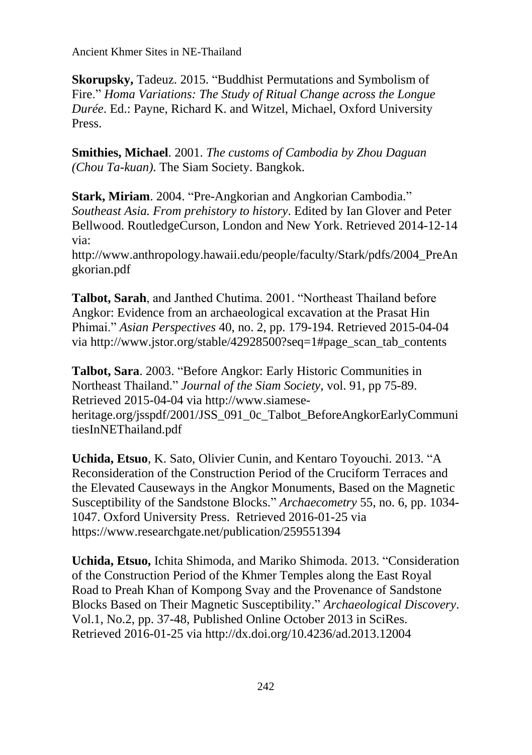**Skorupsky,** Tadeuz. 2015. “Buddhist Permutations and Symbolism of Fire.” *Homa Variations: The Study of Ritual Change across the Longue Durée*. Ed.: Payne, Richard K. and Witzel, Michael, Oxford University Press.

**Smithies, Michael**. 2001. *The customs of Cambodia by Zhou Daguan (Chou Ta-kuan).* The Siam Society. Bangkok.

**Stark, Miriam**. 2004. “Pre-Angkorian and Angkorian Cambodia.” *Southeast Asia. From prehistory to history*. Edited by Ian Glover and Peter Bellwood. RoutledgeCurson, London and New York. Retrieved 2014-12-14 via: http://www.anthropology.hawaii.edu/people/faculty/Stark/pdfs/2004_PreAngkorian.pdf

**Talbot, Sarah**, and Janthed Chutima. 2001. “Northeast Thailand before Angkor: Evidence from an archaeological excavation at the Prasat Hin Phimai.” *Asian Perspectives* 40, no. 2, pp. 179-194. Retrieved 2015-04-04 via http://www.jstor.org/stable/42928500?seq=1#page_scan_tab_contents

**Talbot, Sara**. 2003. “Before Angkor: Early Historic Communities in Northeast Thailand.” *Journal of the Siam Society*, vol. 91, pp 75-89. Retrieved 2015-04-04 via http://www.siamese-heritage.org/jsspdf/2001/JSS_091_0c_Talbot_BeforeAngkorEarlyCommunitiesInNEThailand.pdf

**Uchida, Etsuo**, K. Sato, Olivier Cunin, and Kentaro Toyouchi. 2013. “A Reconsideration of the Construction Period of the Cruciform Terraces and the Elevated Causeways in the Angkor Monuments, Based on the Magnetic Susceptibility of the Sandstone Blocks.” *Archaecometry* 55, no. 6, pp. 1034-1047. Oxford University Press. Retrieved 2016-01-25 via https://www.researchgate.net/publication/259551394

**Uchida, Etsuo,** Ichita Shimoda, and Mariko Shimoda. 2013. “Consideration of the Construction Period of the Khmer Temples along the East Royal Road to Preah Khan of Kompong Svay and the Provenance of Sandstone Blocks Based on Their Magnetic Susceptibility.” *Archaeological Discovery*. Vol.1, No.2, pp. 37-48, Published Online October 2013 in SciRes. Retrieved 2016-01-25 via http://dx.doi.org/10.4236/ad.2013.12004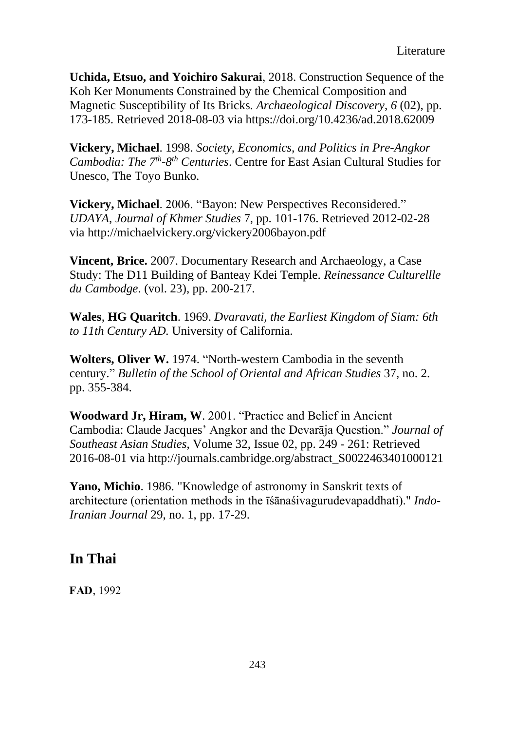**Uchida, Etsuo, and Yoichiro Sakurai**, 2018. Construction Sequence of the Koh Ker Monuments Constrained by the Chemical Composition and Magnetic Susceptibility of Its Bricks. *Archaeological Discovery, 6* (02), pp. 173-185. Retrieved 2018-08-03 via https://doi.org/10.4236/ad.2018.62009

**Vickery, Michael**. 1998. *Society, Economics, and Politics in Pre-Angkor Cambodia: The 7th-8th Centuries*. Centre for East Asian Cultural Studies for Unesco, The Toyo Bunko.

**Vickery, Michael**. 2006. "Bayon: New Perspectives Reconsidered." *UDAYA, Journal of Khmer Studies* 7, pp. 101-176. Retrieved 2012-02-28 via http://michaelvickery.org/vickery2006bayon.pdf

**Vincent, Brice.** 2007. Documentary Research and Archaeology, a Case Study: The D11 Building of Banteay Kdei Temple. *Reinessance Culturellle du Cambodge*. (vol. 23), pp. 200-217.

**Wales**, **HG Quaritch**. 1969. *Dvaravati, the Earliest Kingdom of Siam: 6th to 11th Century AD.* University of California.

**Wolters, Oliver W.** 1974. "North-western Cambodia in the seventh century." *Bulletin of the School of Oriental and African Studies* 37, no. 2. pp. 355-384.

**Woodward Jr, Hiram, W**. 2001. "Practice and Belief in Ancient Cambodia: Claude Jacques' Angkor and the Devarāja Question." *Journal of Southeast Asian Studies*, Volume 32, Issue 02, pp. 249 - 261: Retrieved 2016-08-01 via http://journals.cambridge.org/abstract_S0022463401000121

**Yano, Michio**. 1986. "Knowledge of astronomy in Sanskrit texts of architecture (orientation methods in the īśānaśivagurudevapaddhati)." *Indo-Iranian Journal* 29, no. 1, pp. 17-29.

## In Thai

**FAD**, 1992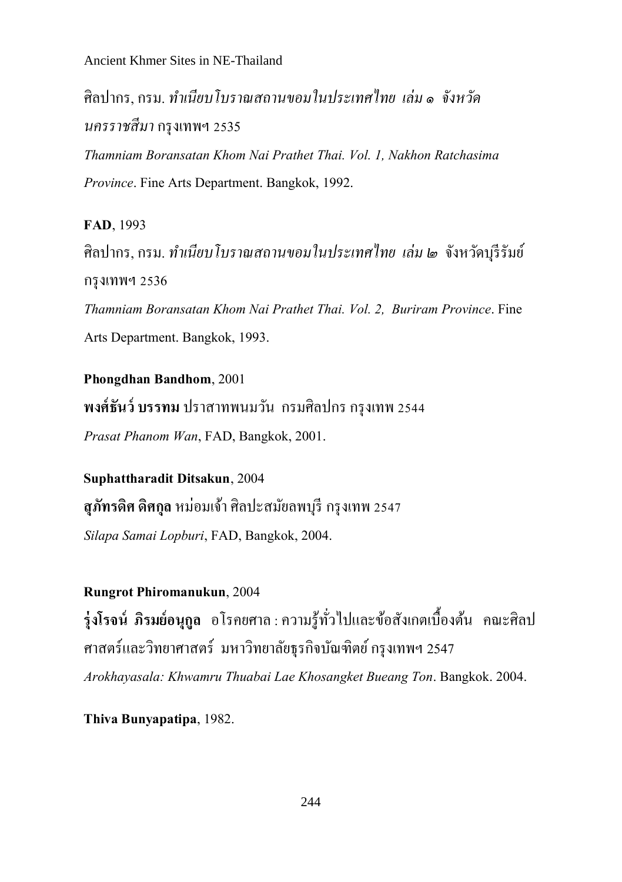ศิลปากร, กรม. *ทำเนียบโบราณสถานขอมในประเทศไทย เล่ม ๑ จังหวัดนครราชสีมา* กรุงเทพฯ 2535

*Thamniam Boransatan Khom Nai Prathet Thai. Vol. 1, Nakhon Ratchasima Province*. Fine Arts Department. Bangkok, 1992.

**FAD**, 1993

ศิลปากร, กรม. *ทำเนียบโบราณสถานขอมในประเทศไทย เล่ม ๒* จังหวัดบุรีรัมย์ กรุงเทพฯ 2536

*Thamniam Boransatan Khom Nai Prathet Thai. Vol. 2, Buriram Province*. Fine Arts Department. Bangkok, 1993.

**Phongdhan Bandhom**, 2001

**พงศ์ธันว์ บรรทม** ปราสาทพนมวัน กรมศิลปกร กรุงเทพ 2544

*Prasat Phanom Wan*, FAD, Bangkok, 2001.

**Suphattharadit Ditsakun**, 2004

**สุภัทรดิศ ดิศกุล** หม่อมเจ้า ศิลปะสมัยลพบุรี กรุงเทพ 2547

*Silapa Samai Lopburi*, FAD, Bangkok, 2004.

**Rungrot Phiromanukun**, 2004

**รุ่งโรจน์ ภิรมย์อนุกูล** อโรคยศาล : ความรู้ทั่วไปและข้อสังเกตเบื้องต้น คณะศิลปศาสตร์และวิทยาศาสตร์ มหาวิทยาลัยธุรกิจบัณฑิตย์ กรุงเทพฯ 2547

*Arokhayasala: Khwamru Thuabai Lae Khosangket Bueang Ton*. Bangkok. 2004.

**Thiva Bunyapatipa**, 1982.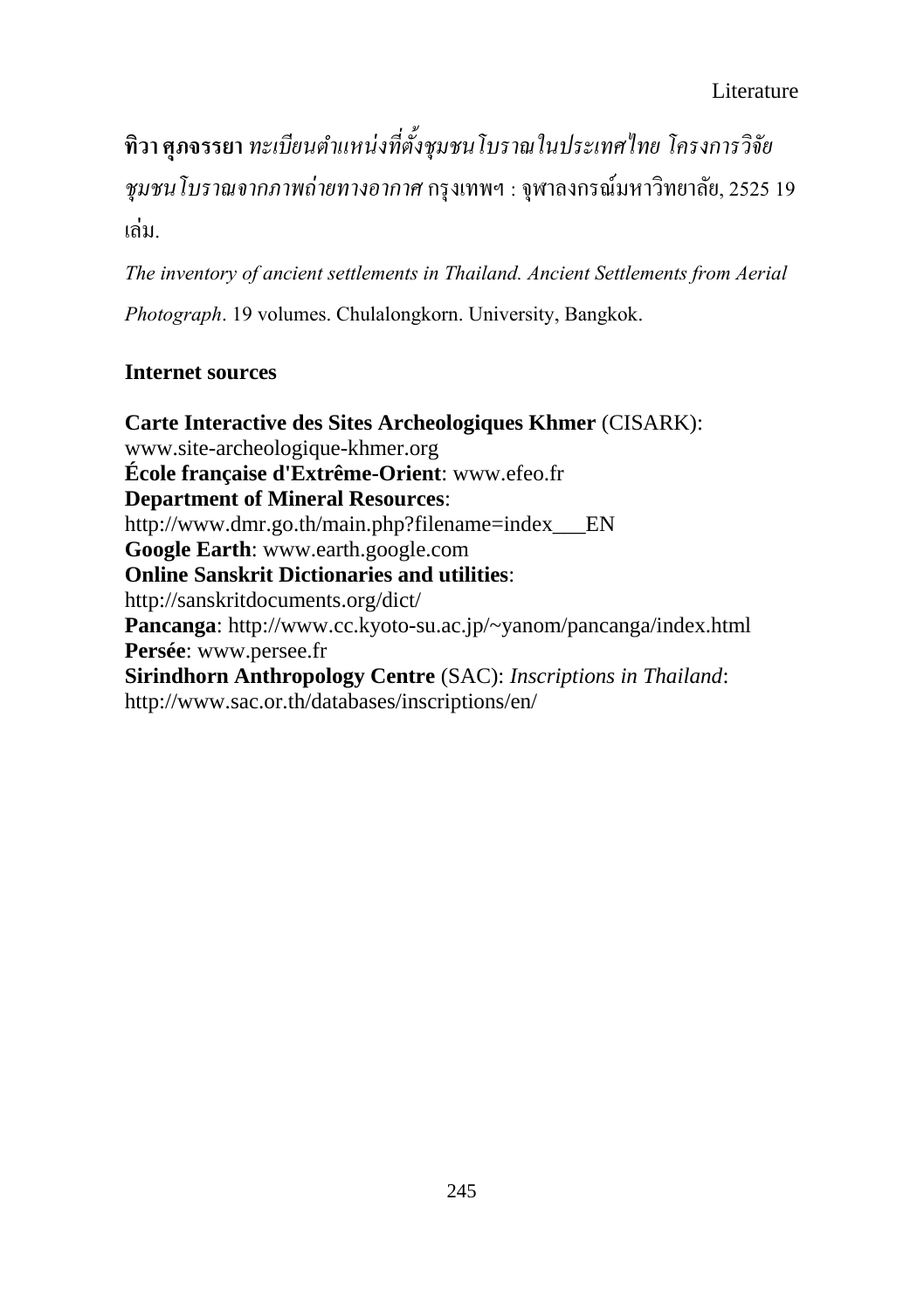**ทิวา ศุภจรรยา** *ทะเบียนตำแหน่งที่ตั้งชุมชนโบราณในประเทศไทย โครงการวิจัยชุมชนโบราณจากภาพถ่ายทางอากาศ* กรุงเทพฯ : จุฬาลงกรณ์มหาวิทยาลัย, 2525 19 เล่ม.

*The inventory of ancient settlements in Thailand. Ancient Settlements from Aerial Photograph*. 19 volumes. Chulalongkorn. University, Bangkok.

## Internet sources

**Carte Interactive des Sites Archeologiques Khmer** (CISARK): www.site-archeologique-khmer.org
**École française d'Extrême-Orient**: www.efeo.fr
**Department of Mineral Resources**: http://www.dmr.go.th/main.php?filename=index___EN
**Google Earth**: www.earth.google.com
**Online Sanskrit Dictionaries and utilities**: http://sanskritdocuments.org/dict/
**Pancanga**: http://www.cc.kyoto-su.ac.jp/~yanom/pancanga/index.html
**Persée**: www.persee.fr
**Sirindhorn Anthropology Centre** (SAC): *Inscriptions in Thailand*: http://www.sac.or.th/databases/inscriptions/en/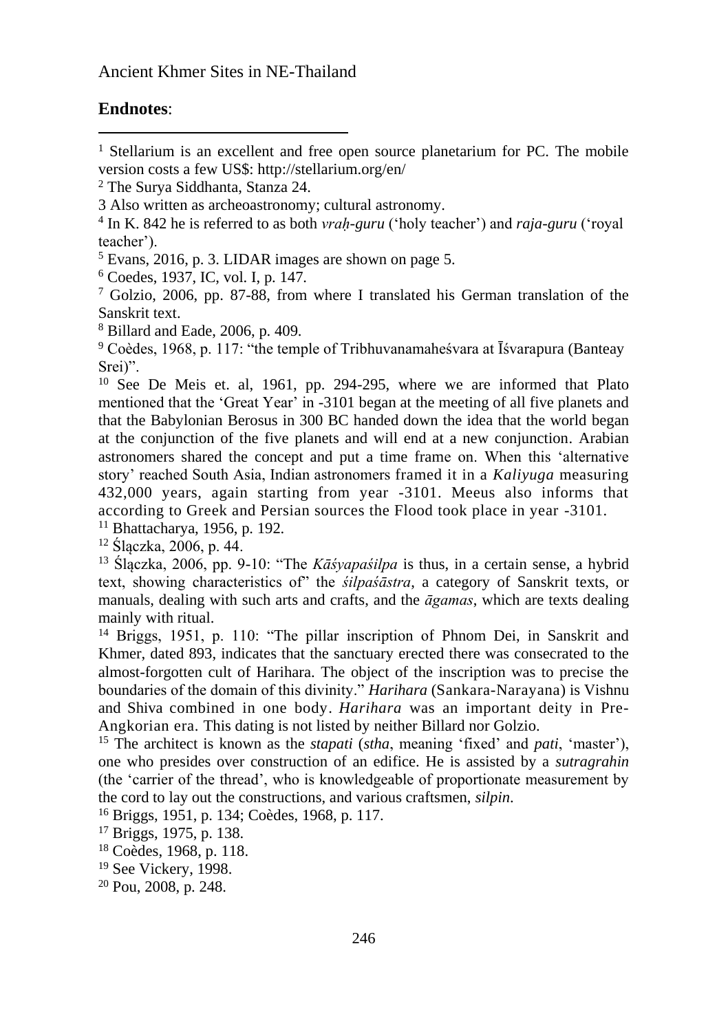## Endnotes:

[1] Stellarium is an excellent and free open source planetarium for PC. The mobile version costs a few US$: http://stellarium.org/en/

[2] The Surya Siddhanta, Stanza 24.

3 Also written as archeoastronomy; cultural astronomy.

[4] In K. 842 he is referred to as both *vraḥ-guru* ('holy teacher') and *raja-guru* ('royal teacher').

[5] Evans, 2016, p. 3. LIDAR images are shown on page 5.

[6] Coedes, 1937, IC, vol. I, p. 147.

[7] Golzio, 2006, pp. 87-88, from where I translated his German translation of the Sanskrit text.

[8] Billard and Eade, 2006, p. 409.

[9] Coèdes, 1968, p. 117: "the temple of Tribhuvanamaheśvara at Īśvarapura (Banteay Srei)".

[10] See De Meis et. al, 1961, pp. 294-295, where we are informed that Plato mentioned that the 'Great Year' in -3101 began at the meeting of all five planets and that the Babylonian Berosus in 300 BC handed down the idea that the world began at the conjunction of the five planets and will end at a new conjunction. Arabian astronomers shared the concept and put a time frame on. When this 'alternative story' reached South Asia, Indian astronomers framed it in a *Kaliyuga* measuring 432,000 years, again starting from year -3101. Meeus also informs that according to Greek and Persian sources the Flood took place in year -3101.

[11] Bhattacharya, 1956, p. 192.

[12] Ślączka, 2006, p. 44.

[13] Ślączka, 2006, pp. 9-10: "The *Kāśyapaśilpa* is thus, in a certain sense, a hybrid text, showing characteristics of" the *śilpaśāstra*, a category of Sanskrit texts, or manuals, dealing with such arts and crafts, and the *āgamas*, which are texts dealing mainly with ritual.

[14] Briggs, 1951, p. 110: "The pillar inscription of Phnom Dei, in Sanskrit and Khmer, dated 893, indicates that the sanctuary erected there was consecrated to the almost-forgotten cult of Harihara. The object of the inscription was to precise the boundaries of the domain of this divinity." *Harihara* (Sankara-Narayana) is Vishnu and Shiva combined in one body. *Harihara* was an important deity in Pre-Angkorian era. This dating is not listed by neither Billard nor Golzio.

[15] The architect is known as the *stapati* (*stha*, meaning 'fixed' and *pati*, 'master'), one who presides over construction of an edifice. He is assisted by a *sutragrahin* (the 'carrier of the thread', who is knowledgeable of proportionate measurement by the cord to lay out the constructions, and various craftsmen, *silpin*.

[16] Briggs, 1951, p. 134; Coèdes, 1968, p. 117.

[17] Briggs, 1975, p. 138.

[18] Coèdes, 1968, p. 118.

[19] See Vickery, 1998.

[20] Pou, 2008, p. 248.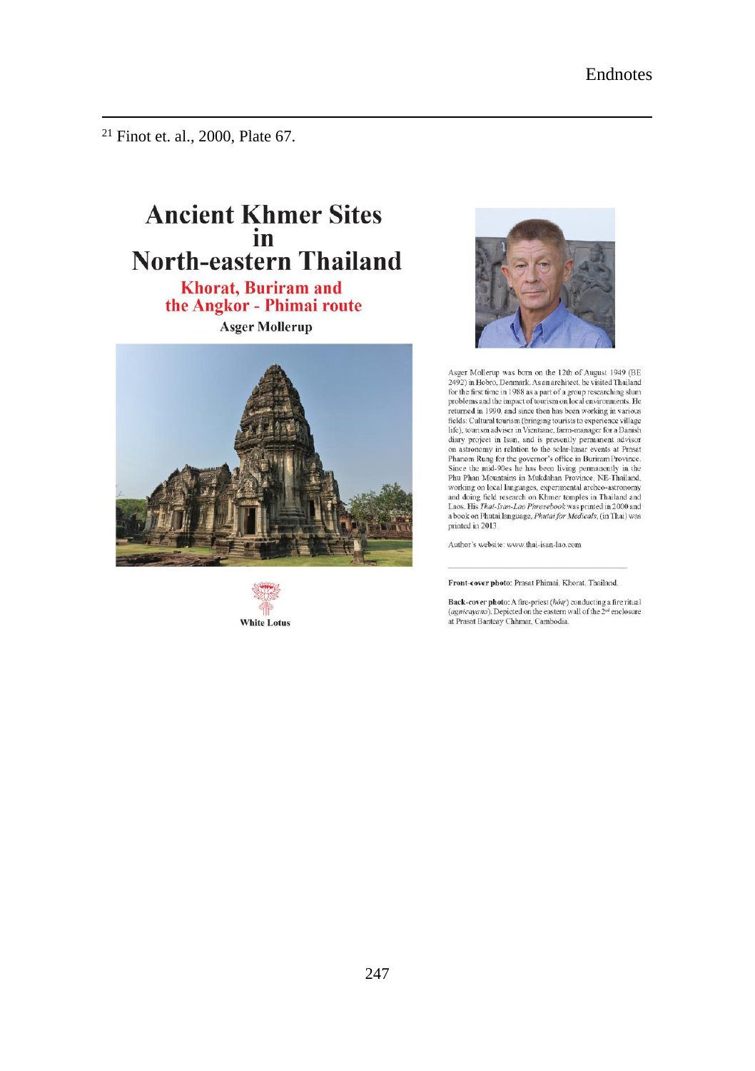[21] Finot et. al., 2000, Plate 67.

# Ancient Khmer Sites in North-eastern Thailand

## Khorat, Buriram and the Angkor - Phimai route

**Asger Mollerup**

White Lotus

Asger Mollerup was born on the 12th of August 1949 (BE 2492) in Hobro, Denmark. As an architect, he visited Thailand for the first time in 1988 as a part of a group researching slum problems and the impact of tourism on local environments. He returned in 1990, and since then has been working in various fields: Cultural tourism (bringing tourists to experience village life), tourism adviser in Vientiane, farm-manager for a Danish diary project in Isan, and is presently permanent advisor on astronomy in relation to the solar-lunar events at Prasat Phanom Rung for the governor's office in Buriram Province. Since the mid-90es he has been living permanently in the Phu Phan Mountains in Mukdahan Province, NE-Thailand, working on local languages, experimental archeo-astronomy and doing field research on Khmer temples in Thailand and Laos. His *Thai-Isan-Lao Phrasebook* was printed in 2000 and a book on Phutai language, *Phutai for Medicals*, (in Thai) was printed in 2013.

Author's website: www.thai-isan-lao.com

**Front-cover photo:** Prasat Phimai, Khorat, Thailand.

**Back-cover photo:** A fire-priest (*hōṭṛ*) conducting a fire ritual (*agnicayana*). Depicted on the eastern wall of the 2nd enclosure at Prasat Banteay Chhmar, Cambodia.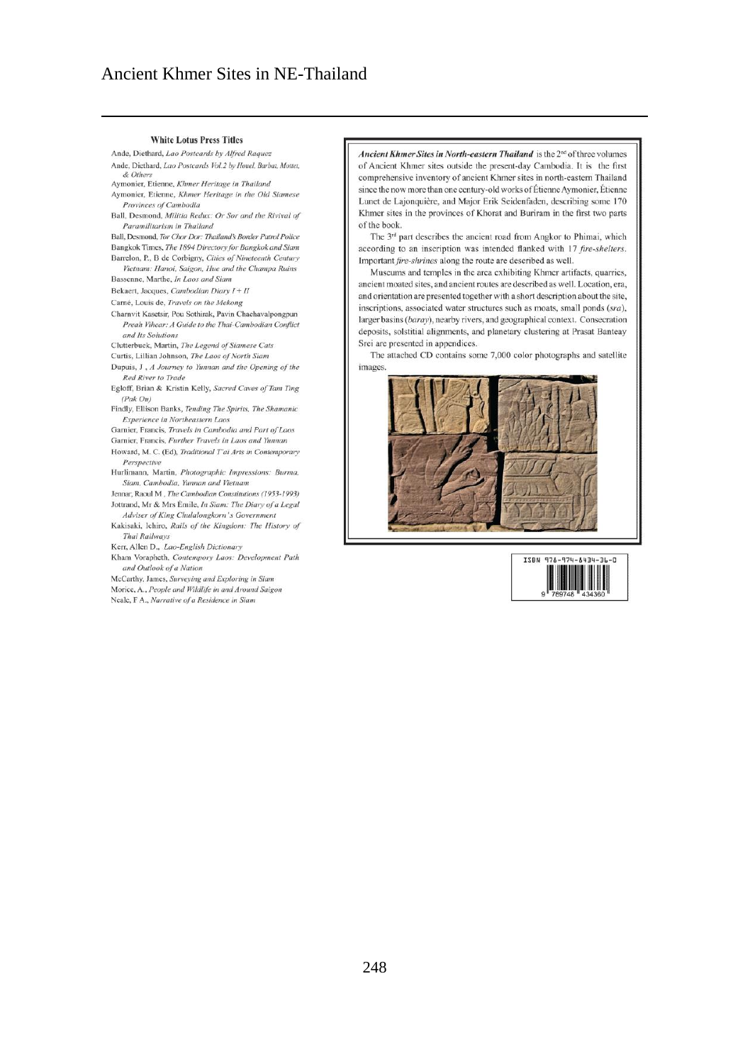**White Lotus Press Titles**

Ande, Diethard, *Lao Postcards by Alfred Raquez*
Ande, Diethard, *Lao Postcards Vol.2 by Houel, Barbai, Mottet, & Others*
Aymonier, Etienne, *Khmer Heritage in Thailand*
Aymonier, Etienne, *Khmer Heritage in the Old Siamese Provinces of Cambodia*
Ball, Desmond, *Militia Redux: Or Sor and the Rivival of Paramilitarism in Thailand*
Ball, Desmond, *Tor Chor Dor: Thailand's Border Patrol Police*
Bangkok Times, *The 1894 Directory for Bangkok and Siam*
Barrelon, P., B de Corbigny, *Cities of Nineteenth Century Vietnam: Hanoi, Saigon, Hue and the Champa Ruins*
Bassenne, Marthe, *In Laos and Siam*
Bekaert, Jacques, *Cambodian Diary I + II*
Carné, Louis de, *Travels on the Mekong*
Charnvit Kasetsir, Pou Sothirak, Pavin Chachavalpongpun *Preah Vihear: A Guide to the Thai-Cambodian Conflict and Its Solutions*
Clutterbuck, Martin, *The Legend of Siamese Cats*
Curtis, Lillian Johnson, *The Laos of North Siam*
Dupuis, J., *A Journey to Yunnan and the Opening of the Red River to Trade*
Egloff, Brian & Kristin Kelly, *Sacred Caves of Tam Ting (Pak Ou)*
Findly, Ellison Banks, *Tending The Spirits, The Shamanic Experience in Northeastern Laos*
Garnier, Francis, *Travels in Cambodia and Part of Laos*
Garnier, Francis, *Further Travels in Laos and Yunnan*
Howard, M. C. (Ed), *Traditional T'ai Arts in Contemporary Perspective*
Hurlimann, Martin, *Photographic Impressions: Burma, Siam, Cambodia, Yunnan and Vietnam*
Jennar, Raoul M., *The Cambodian Constitutions (1953-1993)*
Jottrand, Mr & Mrs Emile, *In Siam: The Diary of a Legal Adviser of King Chulalongkorn's Government*
Kakisaki, Ichiro, *Rails of the Kingdom: The History of Thai Railways*
Kerr, Allen D., *Lao-English Dictionary*
Kham Vorapheth, *Contempory Laos: Development Path and Outlook of a Nation*
McCarthy, James, *Surveying and Exploring in Siam*
Morice, A., *People and Wildlife in and Around Saigon*
Neale, F A., *Narrative of a Residence in Siam*

***Ancient Khmer Sites in North-eastern Thailand*** is the 2[nd] of three volumes of Ancient Khmer sites outside the present-day Cambodia. It is the first comprehensive inventory of ancient Khmer sites in north-eastern Thailand since the now more than one century-old works of Étienne Aymonier, Étienne Lunet de Lajonquière, and Major Erik Seidenfaden, describing some 170 Khmer sites in the provinces of Khorat and Buriram in the first two parts of the book.

The 3[rd] part describes the ancient road from Angkor to Phimai, which according to an inscription was intended flanked with 17 *fire-shelters*. Important *fire-shrines* along the route are described as well.

Museums and temples in the area exhibiting Khmer artifacts, quarries, ancient moated sites, and ancient routes are described as well. Location, era, and orientation are presented together with a short description about the site, inscriptions, associated water structures such as moats, small ponds (*sra*), larger basins (*baray*), nearby rivers, and geographical context. Consecration deposits, solstitial alignments, and planetary clustering at Prasat Banteay Srei are presented in appendices.

The attached CD contains some 7,000 color photographs and satellite images.

ISBN 978-974-8434-36-0